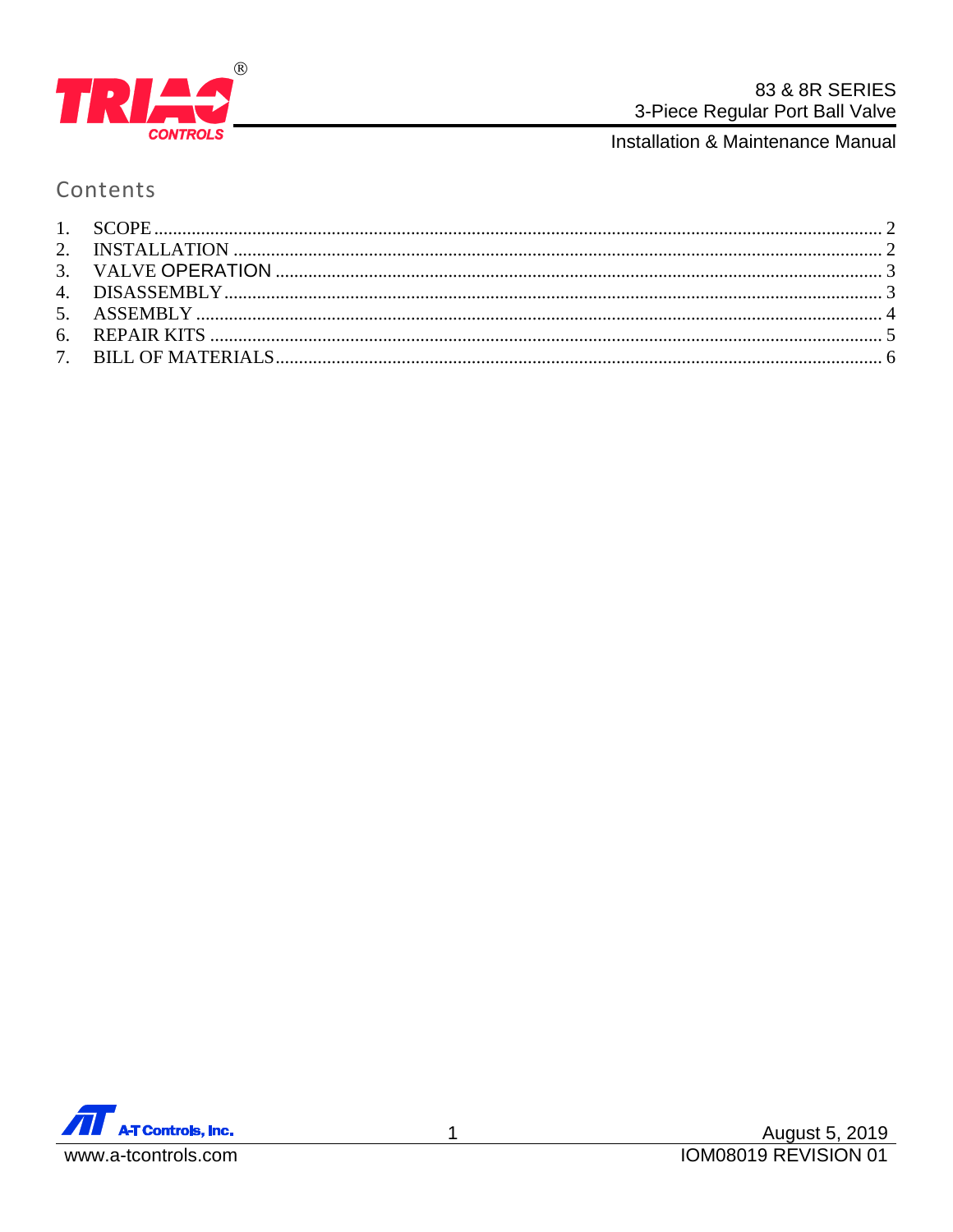# 83 & 8R SERIES
## 3-Piece Regular Port Ball Valve

Installation & Maintenance Manual

## Contents

1. SCOPE .......... 2
2. INSTALLATION .......... 2
3. VALVE OPERATION .......... 3
4. DISASSEMBLY .......... 3
5. ASSEMBLY .......... 4
6. REPAIR KITS .......... 5
7. BILL OF MATERIALS .......... 6

A-T Controls, Inc.
www.a-tcontrols.com

August 5, 2019
IOM08019 REVISION 01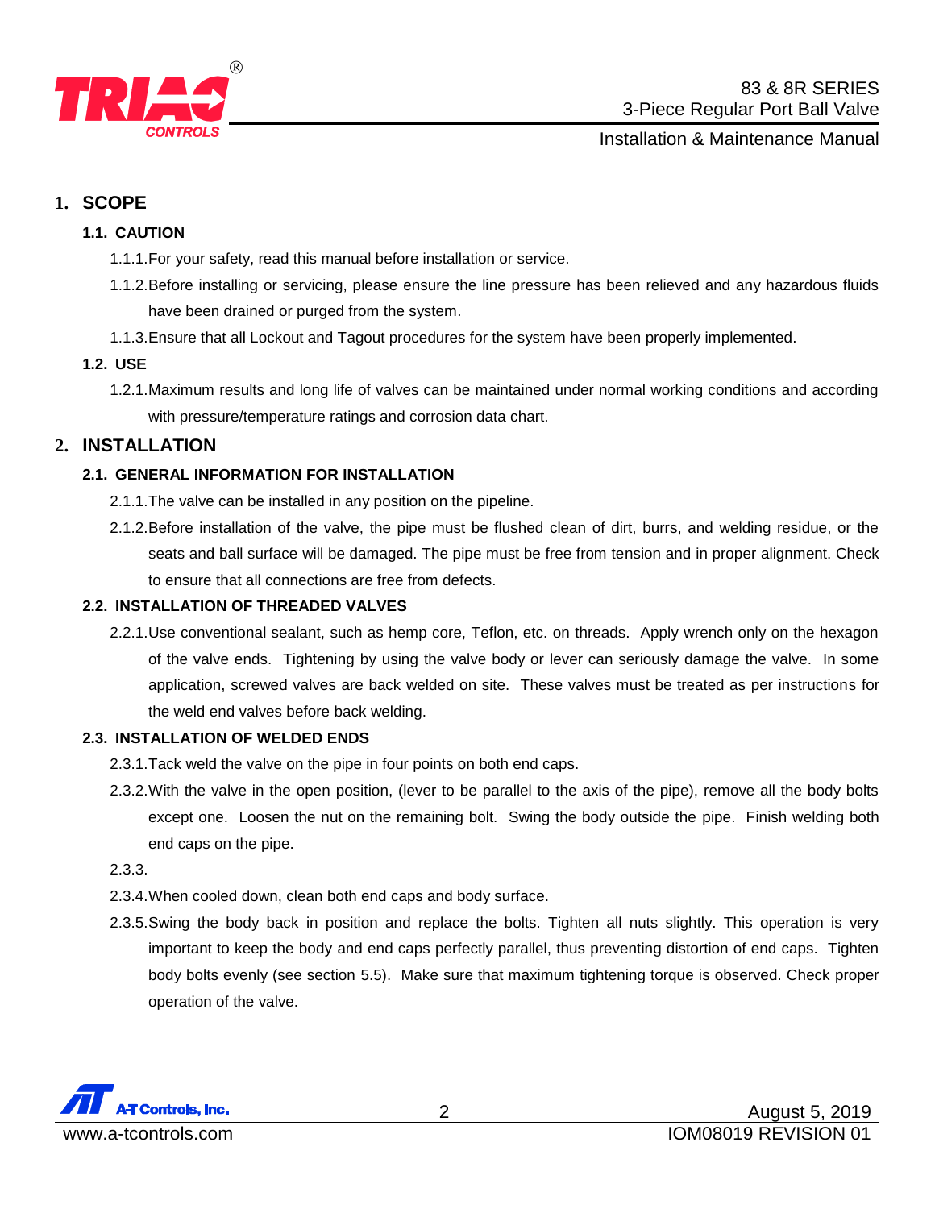## 1. SCOPE

### 1.1. CAUTION

1.1.1. For your safety, read this manual before installation or service.

1.1.2. Before installing or servicing, please ensure the line pressure has been relieved and any hazardous fluids have been drained or purged from the system.

1.1.3. Ensure that all Lockout and Tagout procedures for the system have been properly implemented.

### 1.2. USE

1.2.1. Maximum results and long life of valves can be maintained under normal working conditions and according with pressure/temperature ratings and corrosion data chart.

## 2. INSTALLATION

### 2.1. GENERAL INFORMATION FOR INSTALLATION

2.1.1. The valve can be installed in any position on the pipeline.

2.1.2. Before installation of the valve, the pipe must be flushed clean of dirt, burrs, and welding residue, or the seats and ball surface will be damaged. The pipe must be free from tension and in proper alignment. Check to ensure that all connections are free from defects.

### 2.2. INSTALLATION OF THREADED VALVES

2.2.1. Use conventional sealant, such as hemp core, Teflon, etc. on threads. Apply wrench only on the hexagon of the valve ends. Tightening by using the valve body or lever can seriously damage the valve. In some application, screwed valves are back welded on site. These valves must be treated as per instructions for the weld end valves before back welding.

### 2.3. INSTALLATION OF WELDED ENDS

2.3.1. Tack weld the valve on the pipe in four points on both end caps.

2.3.2. With the valve in the open position, (lever to be parallel to the axis of the pipe), remove all the body bolts except one. Loosen the nut on the remaining bolt. Swing the body outside the pipe. Finish welding both end caps on the pipe.

2.3.3.

2.3.4. When cooled down, clean both end caps and body surface.

2.3.5. Swing the body back in position and replace the bolts. Tighten all nuts slightly. This operation is very important to keep the body and end caps perfectly parallel, thus preventing distortion of end caps. Tighten body bolts evenly (see section 5.5). Make sure that maximum tightening torque is observed. Check proper operation of the valve.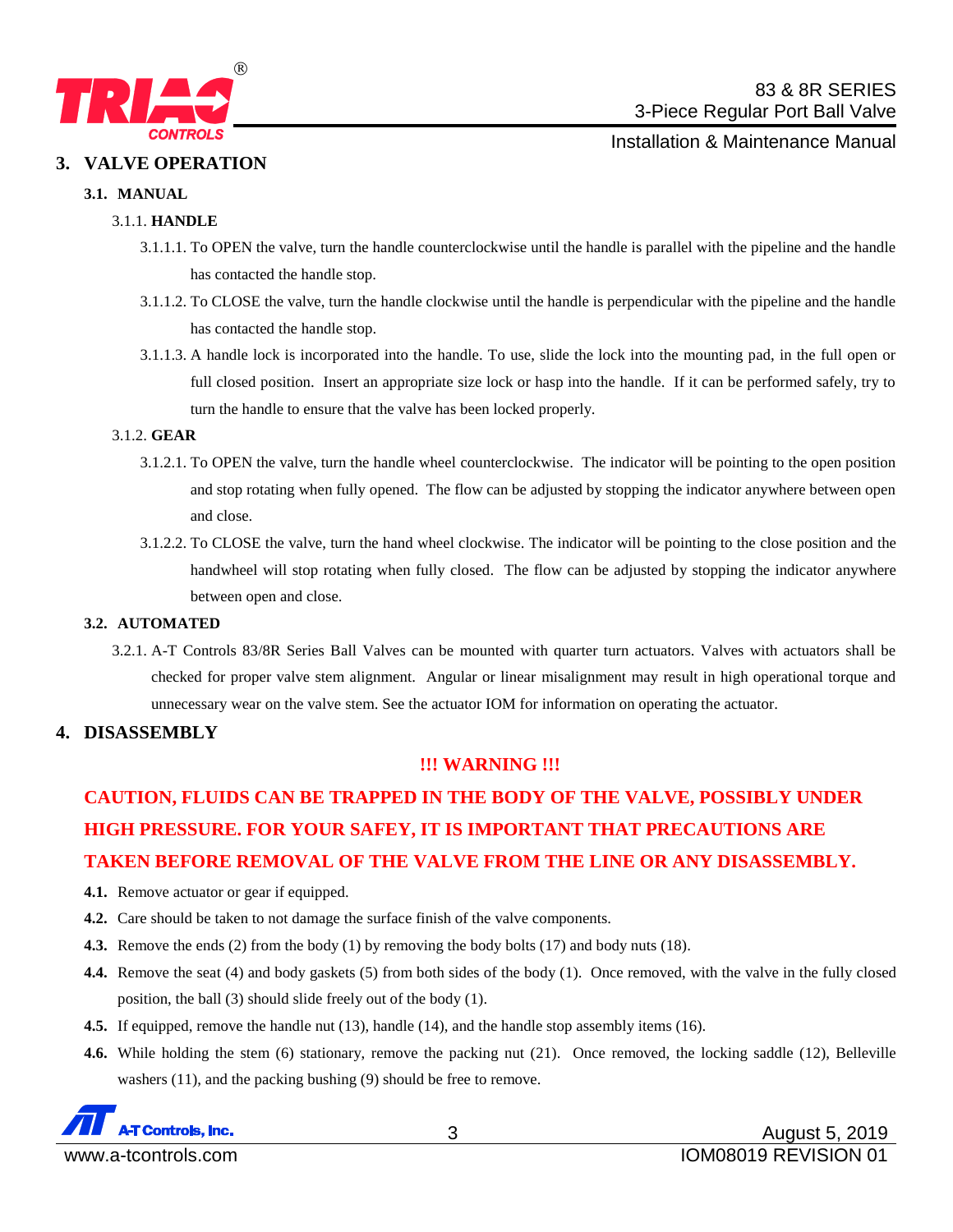# 3. VALVE OPERATION

## 3.1. MANUAL

### 3.1.1. HANDLE

3.1.1.1. To OPEN the valve, turn the handle counterclockwise until the handle is parallel with the pipeline and the handle has contacted the handle stop.

3.1.1.2. To CLOSE the valve, turn the handle clockwise until the handle is perpendicular with the pipeline and the handle has contacted the handle stop.

3.1.1.3. A handle lock is incorporated into the handle. To use, slide the lock into the mounting pad, in the full open or full closed position. Insert an appropriate size lock or hasp into the handle. If it can be performed safely, try to turn the handle to ensure that the valve has been locked properly.

### 3.1.2. GEAR

3.1.2.1. To OPEN the valve, turn the handle wheel counterclockwise. The indicator will be pointing to the open position and stop rotating when fully opened. The flow can be adjusted by stopping the indicator anywhere between open and close.

3.1.2.2. To CLOSE the valve, turn the hand wheel clockwise. The indicator will be pointing to the close position and the handwheel will stop rotating when fully closed. The flow can be adjusted by stopping the indicator anywhere between open and close.

## 3.2. AUTOMATED

3.2.1. A-T Controls 83/8R Series Ball Valves can be mounted with quarter turn actuators. Valves with actuators shall be checked for proper valve stem alignment. Angular or linear misalignment may result in high operational torque and unnecessary wear on the valve stem. See the actuator IOM for information on operating the actuator.

# 4. DISASSEMBLY

**!!! WARNING !!!**

**CAUTION, FLUIDS CAN BE TRAPPED IN THE BODY OF THE VALVE, POSSIBLY UNDER HIGH PRESSURE. FOR YOUR SAFEY, IT IS IMPORTANT THAT PRECAUTIONS ARE TAKEN BEFORE REMOVAL OF THE VALVE FROM THE LINE OR ANY DISASSEMBLY.**

**4.1.** Remove actuator or gear if equipped.

**4.2.** Care should be taken to not damage the surface finish of the valve components.

**4.3.** Remove the ends (2) from the body (1) by removing the body bolts (17) and body nuts (18).

**4.4.** Remove the seat (4) and body gaskets (5) from both sides of the body (1). Once removed, with the valve in the fully closed position, the ball (3) should slide freely out of the body (1).

**4.5.** If equipped, remove the handle nut (13), handle (14), and the handle stop assembly items (16).

**4.6.** While holding the stem (6) stationary, remove the packing nut (21). Once removed, the locking saddle (12), Belleville washers (11), and the packing bushing (9) should be free to remove.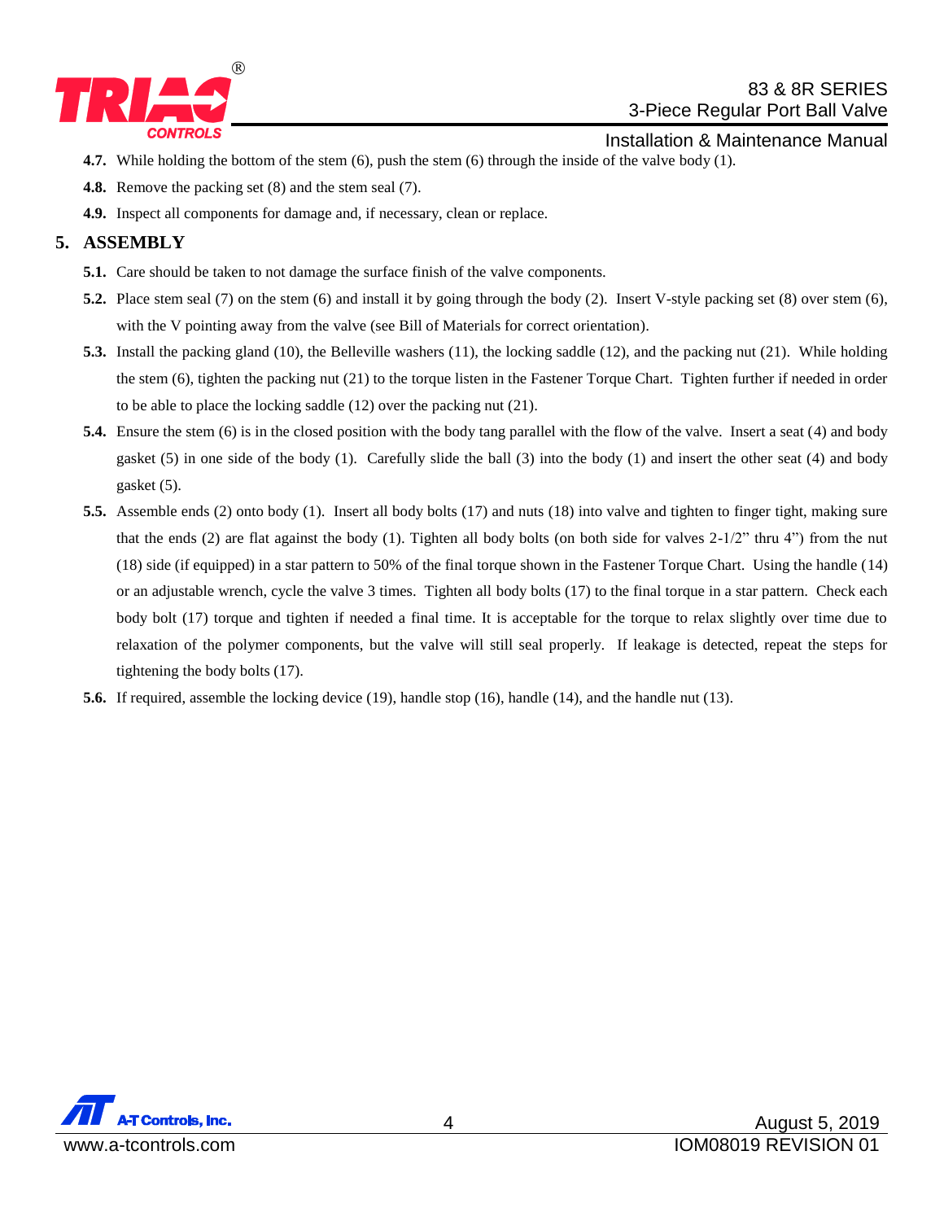**4.7.** While holding the bottom of the stem (6), push the stem (6) through the inside of the valve body (1).

**4.8.** Remove the packing set (8) and the stem seal (7).

**4.9.** Inspect all components for damage and, if necessary, clean or replace.

## 5. ASSEMBLY

**5.1.** Care should be taken to not damage the surface finish of the valve components.

**5.2.** Place stem seal (7) on the stem (6) and install it by going through the body (2). Insert V-style packing set (8) over stem (6), with the V pointing away from the valve (see Bill of Materials for correct orientation).

**5.3.** Install the packing gland (10), the Belleville washers (11), the locking saddle (12), and the packing nut (21). While holding the stem (6), tighten the packing nut (21) to the torque listen in the Fastener Torque Chart. Tighten further if needed in order to be able to place the locking saddle (12) over the packing nut (21).

**5.4.** Ensure the stem (6) is in the closed position with the body tang parallel with the flow of the valve. Insert a seat (4) and body gasket (5) in one side of the body (1). Carefully slide the ball (3) into the body (1) and insert the other seat (4) and body gasket (5).

**5.5.** Assemble ends (2) onto body (1). Insert all body bolts (17) and nuts (18) into valve and tighten to finger tight, making sure that the ends (2) are flat against the body (1). Tighten all body bolts (on both side for valves 2-1/2" thru 4") from the nut (18) side (if equipped) in a star pattern to 50% of the final torque shown in the Fastener Torque Chart. Using the handle (14) or an adjustable wrench, cycle the valve 3 times. Tighten all body bolts (17) to the final torque in a star pattern. Check each body bolt (17) torque and tighten if needed a final time. It is acceptable for the torque to relax slightly over time due to relaxation of the polymer components, but the valve will still seal properly. If leakage is detected, repeat the steps for tightening the body bolts (17).

**5.6.** If required, assemble the locking device (19), handle stop (16), handle (14), and the handle nut (13).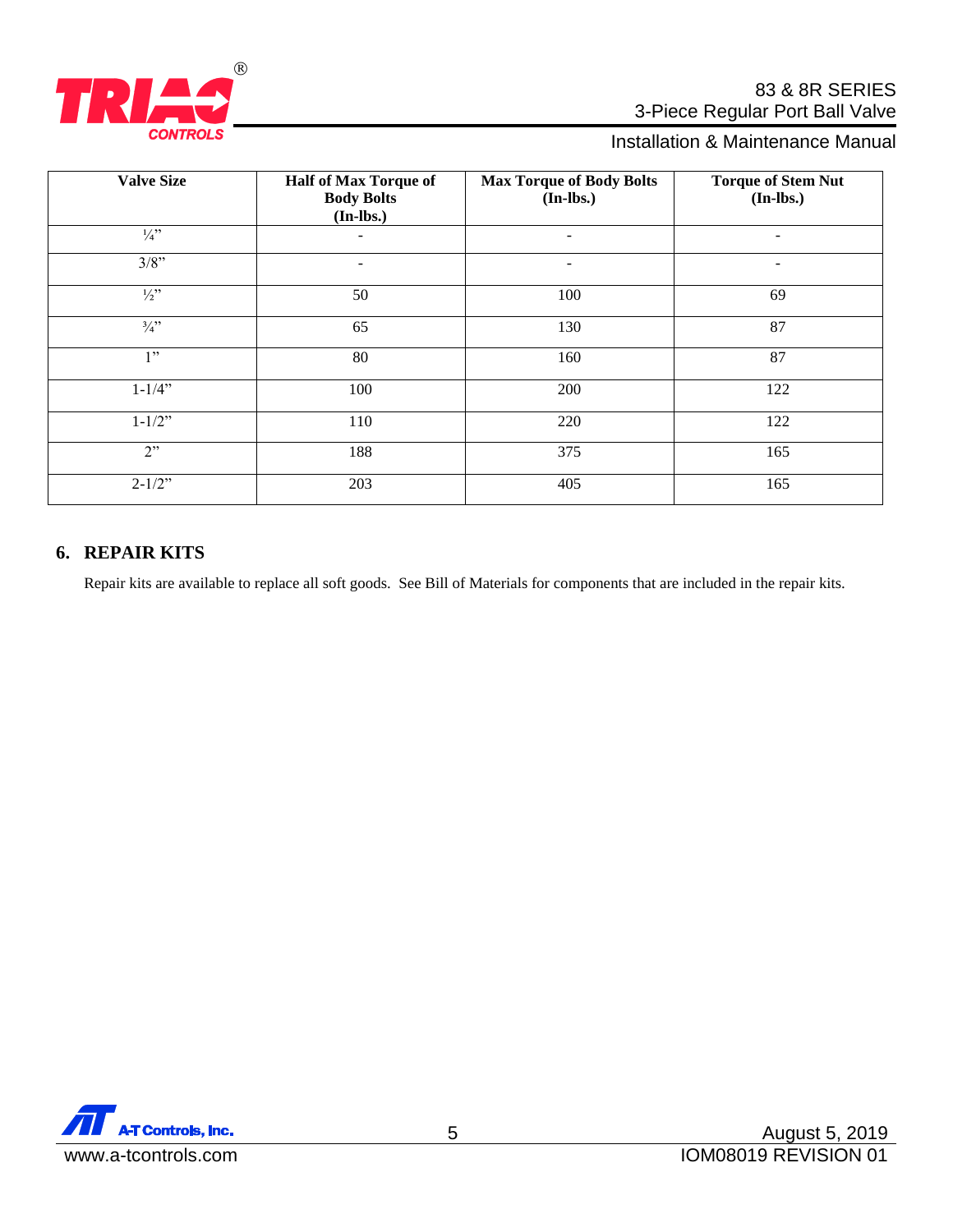| Valve Size | Half of Max Torque of Body Bolts (In-lbs.) | Max Torque of Body Bolts (In-lbs.) | Torque of Stem Nut (In-lbs.) |
|---|---|---|---|
| ¼” | - | - | - |
| 3/8” | - | - | - |
| ½” | 50 | 100 | 69 |
| ¾” | 65 | 130 | 87 |
| 1” | 80 | 160 | 87 |
| 1-1/4” | 100 | 200 | 122 |
| 1-1/2” | 110 | 220 | 122 |
| 2” | 188 | 375 | 165 |
| 2-1/2” | 203 | 405 | 165 |

## 6. REPAIR KITS

Repair kits are available to replace all soft goods. See Bill of Materials for components that are included in the repair kits.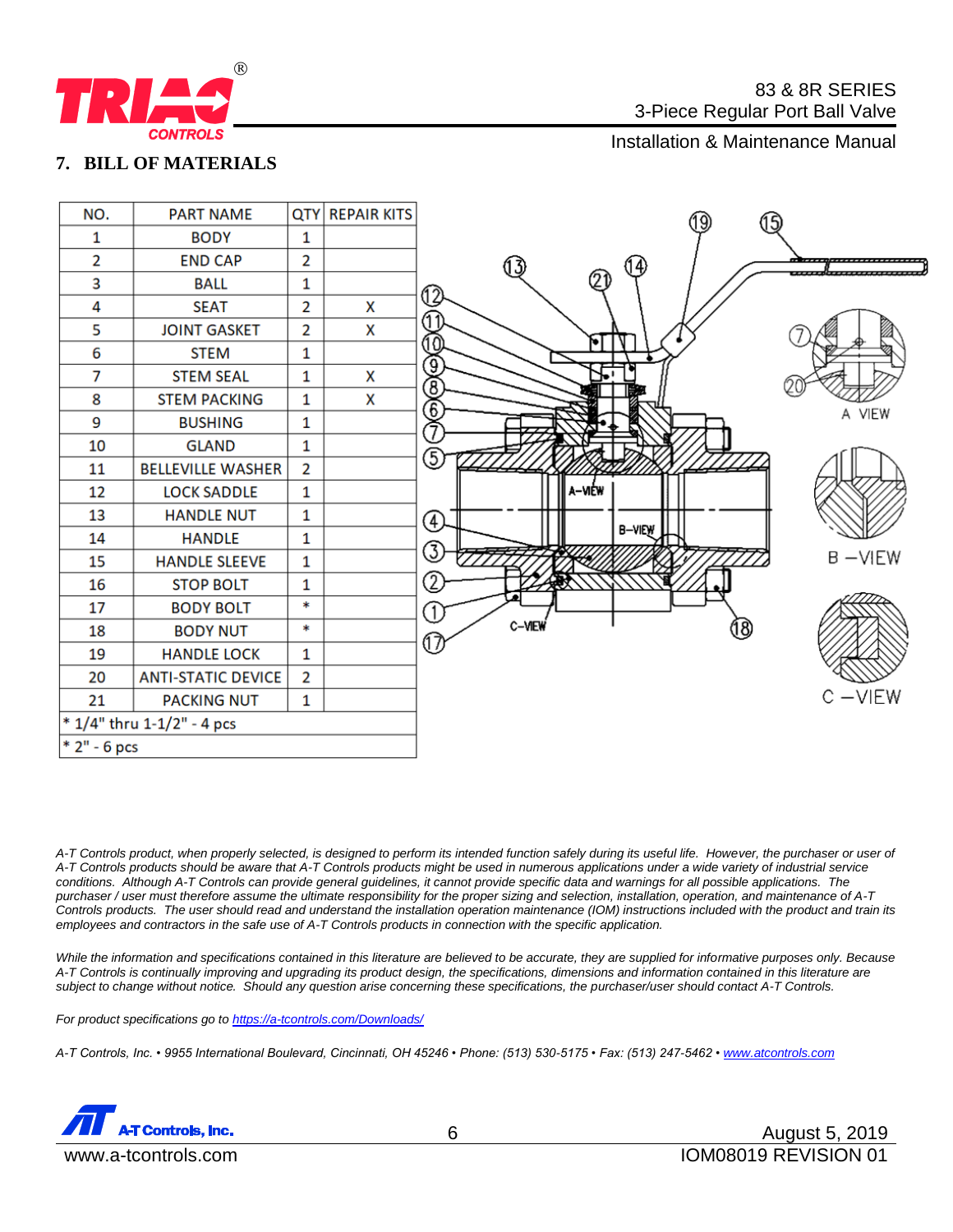## 7. BILL OF MATERIALS

| NO. | PART NAME | QTY | REPAIR KITS |
|---|---|---|---|
| 1 | BODY | 1 | |
| 2 | END CAP | 2 | |
| 3 | BALL | 1 | |
| 4 | SEAT | 2 | X |
| 5 | JOINT GASKET | 2 | X |
| 6 | STEM | 1 | |
| 7 | STEM SEAL | 1 | X |
| 8 | STEM PACKING | 1 | X |
| 9 | BUSHING | 1 | |
| 10 | GLAND | 1 | |
| 11 | BELLEVILLE WASHER | 2 | |
| 12 | LOCK SADDLE | 1 | |
| 13 | HANDLE NUT | 1 | |
| 14 | HANDLE | 1 | |
| 15 | HANDLE SLEEVE | 1 | |
| 16 | STOP BOLT | 1 | |
| 17 | BODY BOLT | * | |
| 18 | BODY NUT | * | |
| 19 | HANDLE LOCK | 1 | |
| 20 | ANTI-STATIC DEVICE | 2 | |
| 21 | PACKING NUT | 1 | |
| * 1/4" thru 1-1/2" - 4 pcs | | | |
| * 2" - 6 pcs | | | |

A VIEW

B – VIEW

C – VIEW

*A-T Controls product, when properly selected, is designed to perform its intended function safely during its useful life. However, the purchaser or user of A-T Controls products should be aware that A-T Controls products might be used in numerous applications under a wide variety of industrial service conditions. Although A-T Controls can provide general guidelines, it cannot provide specific data and warnings for all possible applications. The purchaser / user must therefore assume the ultimate responsibility for the proper sizing and selection, installation, operation, and maintenance of A-T Controls products. The user should read and understand the installation operation maintenance (IOM) instructions included with the product and train its employees and contractors in the safe use of A-T Controls products in connection with the specific application.*

*While the information and specifications contained in this literature are believed to be accurate, they are supplied for informative purposes only. Because A-T Controls is continually improving and upgrading its product design, the specifications, dimensions and information contained in this literature are subject to change without notice. Should any question arise concerning these specifications, the purchaser/user should contact A-T Controls.*

*For product specifications go to [https://a-tcontrols.com/Downloads/](https://a-tcontrols.com/Downloads/)*

*A-T Controls, Inc. • 9955 International Boulevard, Cincinnati, OH 45246 • Phone: (513) 530-5175 • Fax: (513) 247-5462 • [www.atcontrols.com](http://www.atcontrols.com)*